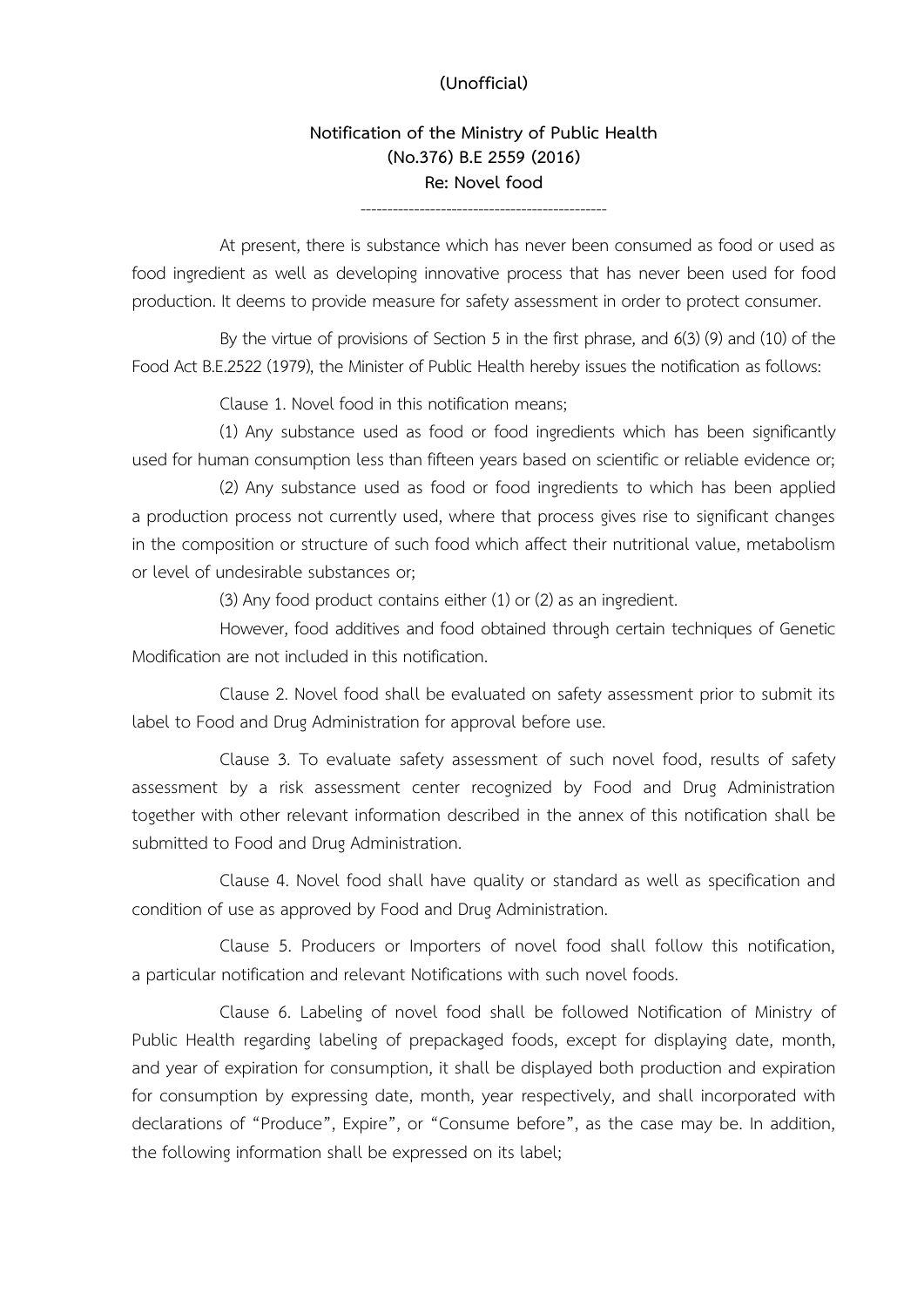**(Unofficial)**

# Notification of the Ministry of Public Health (No.376) B.E 2559 (2016)

## Re: Novel food

---

At present, there is substance which has never been consumed as food or used as food ingredient as well as developing innovative process that has never been used for food production. It deems to provide measure for safety assessment in order to protect consumer.

By the virtue of provisions of Section 5 in the first phrase, and 6(3) (9) and (10) of the Food Act B.E.2522 (1979), the Minister of Public Health hereby issues the notification as follows:

Clause 1. Novel food in this notification means;

(1) Any substance used as food or food ingredients which has been significantly used for human consumption less than fifteen years based on scientific or reliable evidence or;

(2) Any substance used as food or food ingredients to which has been applied a production process not currently used, where that process gives rise to significant changes in the composition or structure of such food which affect their nutritional value, metabolism or level of undesirable substances or;

(3) Any food product contains either (1) or (2) as an ingredient.

However, food additives and food obtained through certain techniques of Genetic Modification are not included in this notification.

Clause 2. Novel food shall be evaluated on safety assessment prior to submit its label to Food and Drug Administration for approval before use.

Clause 3. To evaluate safety assessment of such novel food, results of safety assessment by a risk assessment center recognized by Food and Drug Administration together with other relevant information described in the annex of this notification shall be submitted to Food and Drug Administration.

Clause 4. Novel food shall have quality or standard as well as specification and condition of use as approved by Food and Drug Administration.

Clause 5. Producers or Importers of novel food shall follow this notification, a particular notification and relevant Notifications with such novel foods.

Clause 6. Labeling of novel food shall be followed Notification of Ministry of Public Health regarding labeling of prepackaged foods, except for displaying date, month, and year of expiration for consumption, it shall be displayed both production and expiration for consumption by expressing date, month, year respectively, and shall incorporated with declarations of "Produce", Expire", or "Consume before", as the case may be. In addition, the following information shall be expressed on its label;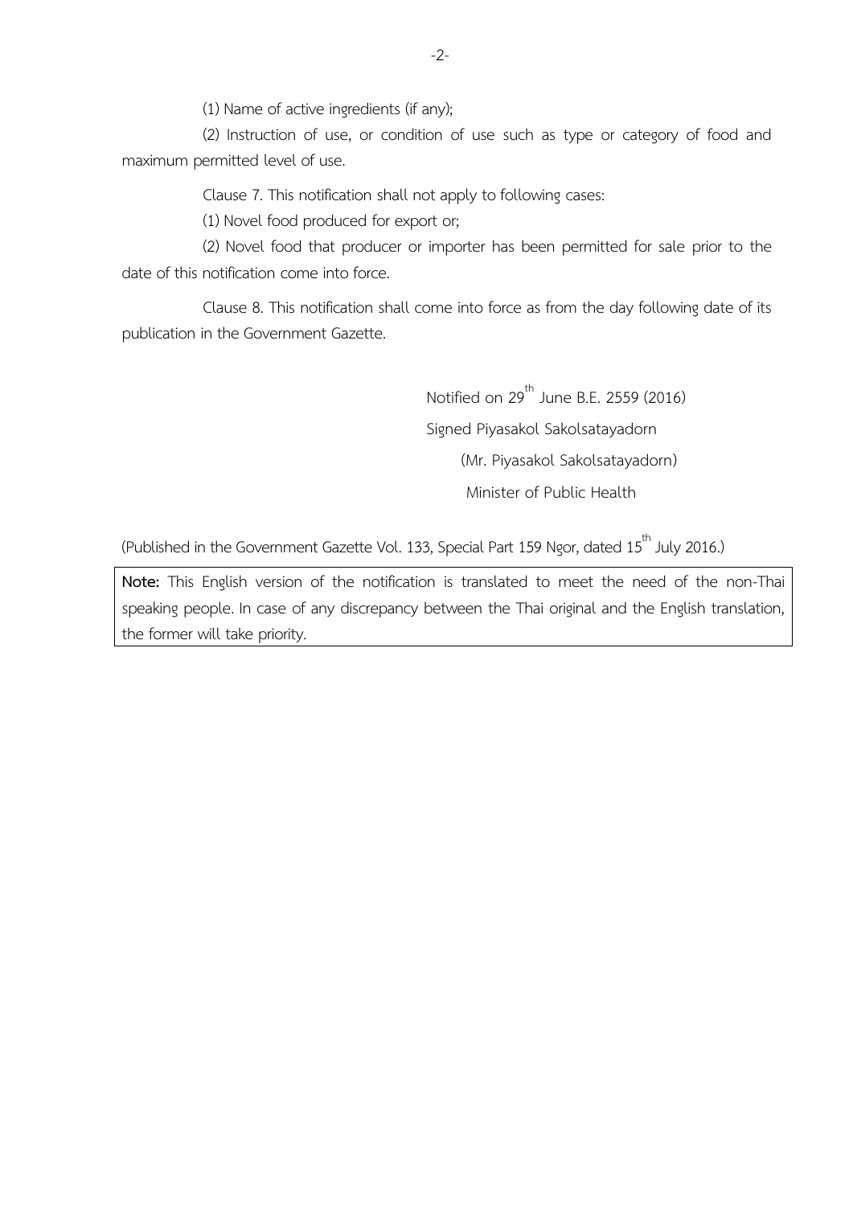(1) Name of active ingredients (if any);

(2) Instruction of use, or condition of use such as type or category of food and maximum permitted level of use.

Clause 7. This notification shall not apply to following cases:

(1) Novel food produced for export or;

(2) Novel food that producer or importer has been permitted for sale prior to the date of this notification come into force.

Clause 8. This notification shall come into force as from the day following date of its publication in the Government Gazette.

Notified on 29th June B.E. 2559 (2016)

Signed Piyasakol Sakolsatayadorn

(Mr. Piyasakol Sakolsatayadorn)

Minister of Public Health

(Published in the Government Gazette Vol. 133, Special Part 159 Ngor, dated 15th July 2016.)

**Note:** This English version of the notification is translated to meet the need of the non-Thai speaking people. In case of any discrepancy between the Thai original and the English translation, the former will take priority.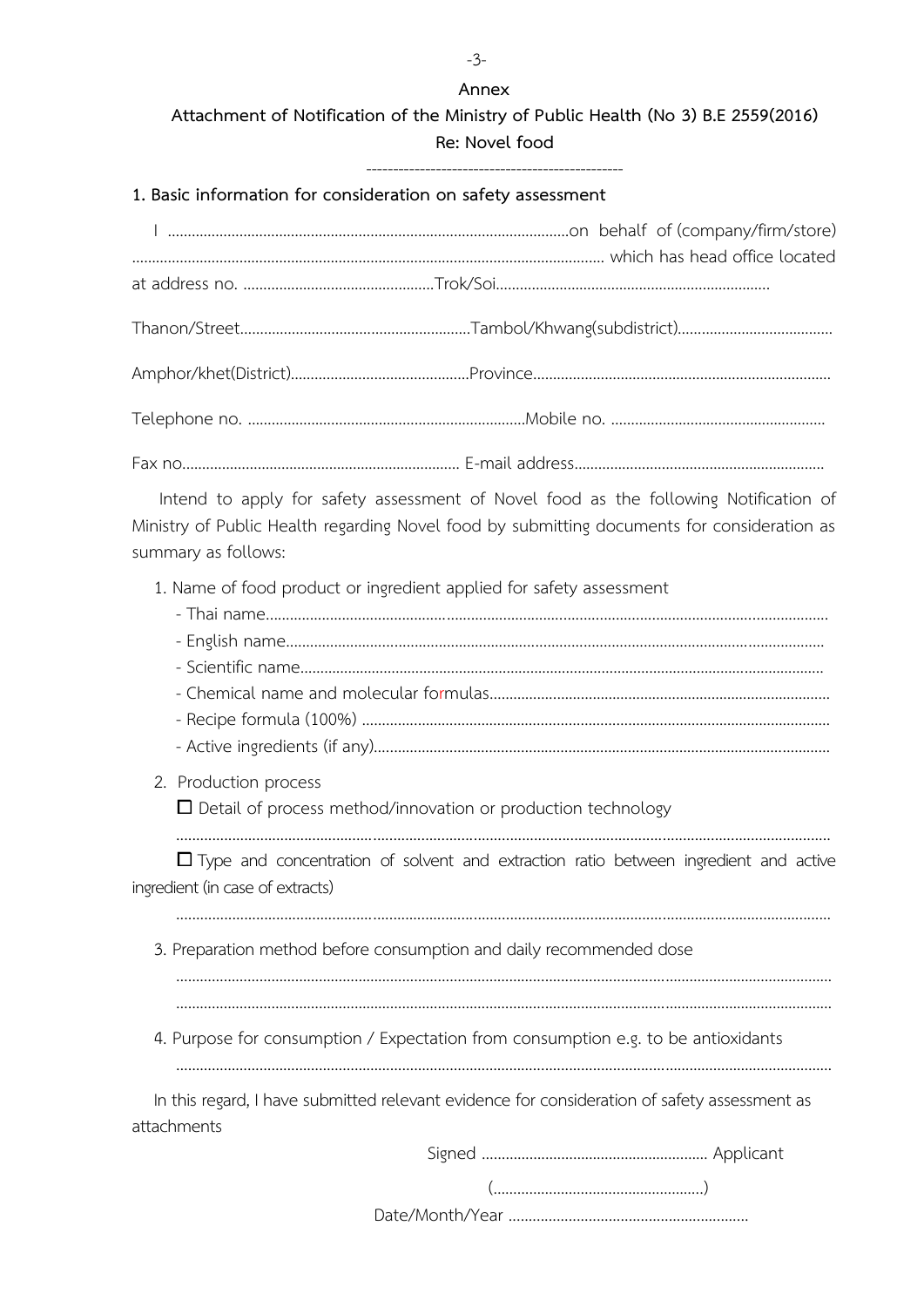**Annex**

**Attachment of Notification of the Ministry of Public Health (No 3) B.E 2559(2016)**

**Re: Novel food**

-----------------------------------------------

**1. Basic information for consideration on safety assessment**

I ..........................................................................................on behalf of (company/firm/store) ...................................................................................................... which has head office located at address no. ...............................................Trok/Soi....................................................................

Thanon/Street.........................................................Tambol/Khwang(subdistrict)......................................

Amphor/khet(District)............................................Province..........................................................................

Telephone no. .....................................................................Mobile no. .....................................................

Fax no.................................................................... E-mail address.............................................................

Intend to apply for safety assessment of Novel food as the following Notification of Ministry of Public Health regarding Novel food by submitting documents for consideration as summary as follows:

1. Name of food product or ingredient applied for safety assessment
   - Thai name.......................................................................................................................................
   - English name...................................................................................................................................
   - Scientific name................................................................................................................................
   - Chemical name and molecular formulas....................................................................................
   - Recipe formula (100%) ...................................................................................................................
   - Active ingredients (if any)...............................................................................................................

2. Production process

   ☐ Detail of process method/innovation or production technology

   ..........................................................................................................................................................

   ☐ Type and concentration of solvent and extraction ratio between ingredient and active ingredient (in case of extracts)

   ..........................................................................................................................................................

3. Preparation method before consumption and daily recommended dose

   ..........................................................................................................................................................

   ..........................................................................................................................................................

4. Purpose for consumption / Expectation from consumption e.g. to be antioxidants

   ..........................................................................................................................................................

In this regard, I have submitted relevant evidence for consideration of safety assessment as attachments

Signed ........................................................ Applicant

(....................................................)

Date/Month/Year ..........................................................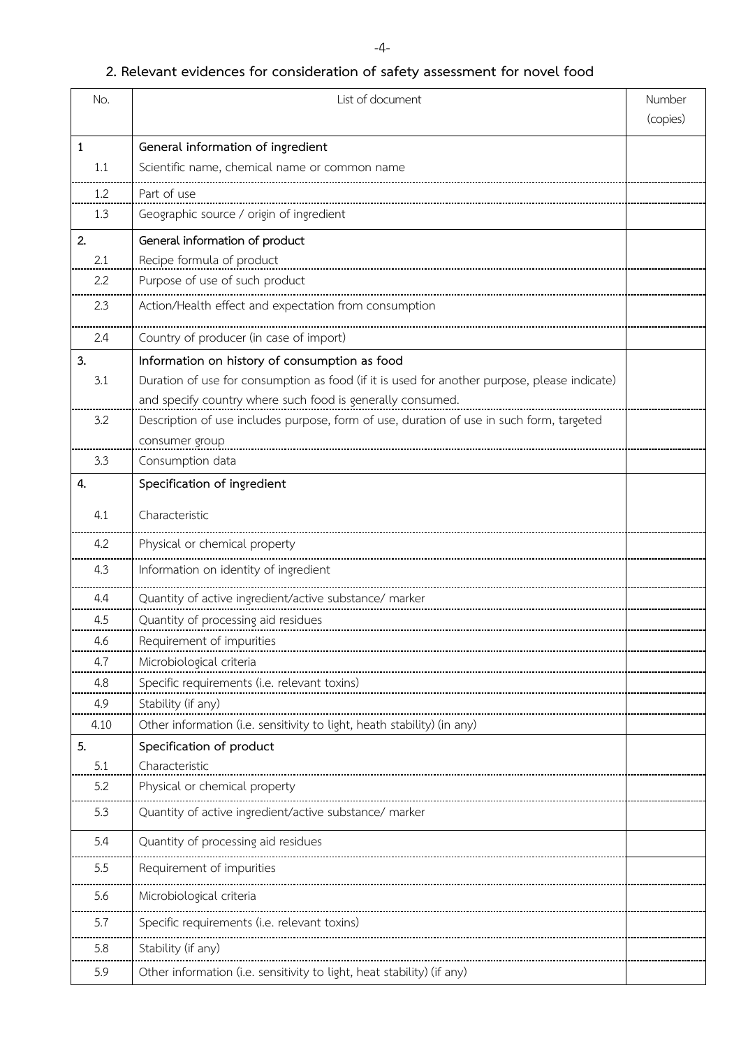## 2. Relevant evidences for consideration of safety assessment for novel food

| No. | List of document | Number (copies) |
|---|---|---|
| 1 | **General information of ingredient** | |
| 1.1 | Scientific name, chemical name or common name | |
| 1.2 | Part of use | |
| 1.3 | Geographic source / origin of ingredient | |
| 2. | **General information of product** | |
| 2.1 | Recipe formula of product | |
| 2.2 | Purpose of use of such product | |
| 2.3 | Action/Health effect and expectation from consumption | |
| 2.4 | Country of producer (in case of import) | |
| 3. | **Information on history of consumption as food** | |
| 3.1 | Duration of use for consumption as food (if it is used for another purpose, please indicate) and specify country where such food is generally consumed. | |
| 3.2 | Description of use includes purpose, form of use, duration of use in such form, targeted consumer group | |
| 3.3 | Consumption data | |
| 4. | **Specification of ingredient** | |
| 4.1 | Characteristic | |
| 4.2 | Physical or chemical property | |
| 4.3 | Information on identity of ingredient | |
| 4.4 | Quantity of active ingredient/active substance/ marker | |
| 4.5 | Quantity of processing aid residues | |
| 4.6 | Requirement of impurities | |
| 4.7 | Microbiological criteria | |
| 4.8 | Specific requirements (i.e. relevant toxins) | |
| 4.9 | Stability (if any) | |
| 4.10 | Other information (i.e. sensitivity to light, heath stability) (in any) | |
| 5. | **Specification of product** | |
| 5.1 | Characteristic | |
| 5.2 | Physical or chemical property | |
| 5.3 | Quantity of active ingredient/active substance/ marker | |
| 5.4 | Quantity of processing aid residues | |
| 5.5 | Requirement of impurities | |
| 5.6 | Microbiological criteria | |
| 5.7 | Specific requirements (i.e. relevant toxins) | |
| 5.8 | Stability (if any) | |
| 5.9 | Other information (i.e. sensitivity to light, heat stability) (if any) | |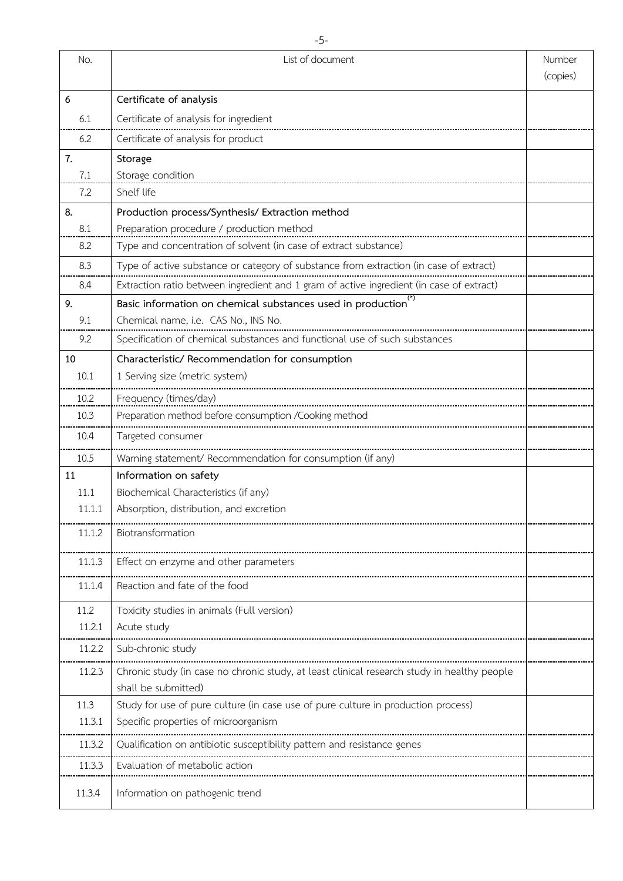| No. | List of document | Number (copies) |
|---|---|---|
| 6 | **Certificate of analysis** | |
| 6.1 | Certificate of analysis for ingredient | |
| 6.2 | Certificate of analysis for product | |
| 7. | **Storage** | |
| 7.1 | Storage condition | |
| 7.2 | Shelf life | |
| 8. | **Production process/Synthesis/ Extraction method** | |
| 8.1 | Preparation procedure / production method | |
| 8.2 | Type and concentration of solvent (in case of extract substance) | |
| 8.3 | Type of active substance or category of substance from extraction (in case of extract) | |
| 8.4 | Extraction ratio between ingredient and 1 gram of active ingredient (in case of extract) | |
| 9. | **Basic information on chemical substances used in production**(*) | |
| 9.1 | Chemical name, i.e. CAS No., INS No. | |
| 9.2 | Specification of chemical substances and functional use of such substances | |
| 10 | **Characteristic/ Recommendation for consumption** | |
| 10.1 | 1 Serving size (metric system) | |
| 10.2 | Frequency (times/day) | |
| 10.3 | Preparation method before consumption /Cooking method | |
| 10.4 | Targeted consumer | |
| 10.5 | Warning statement/ Recommendation for consumption (if any) | |
| 11 | **Information on safety** | |
| 11.1 | Biochemical Characteristics (if any) | |
| 11.1.1 | Absorption, distribution, and excretion | |
| 11.1.2 | Biotransformation | |
| 11.1.3 | Effect on enzyme and other parameters | |
| 11.1.4 | Reaction and fate of the food | |
| 11.2 | Toxicity studies in animals (Full version) | |
| 11.2.1 | Acute study | |
| 11.2.2 | Sub-chronic study | |
| 11.2.3 | Chronic study (in case no chronic study, at least clinical research study in healthy people shall be submitted) | |
| 11.3 | Study for use of pure culture (in case use of pure culture in production process) | |
| 11.3.1 | Specific properties of microorganism | |
| 11.3.2 | Qualification on antibiotic susceptibility pattern and resistance genes | |
| 11.3.3 | Evaluation of metabolic action | |
| 11.3.4 | Information on pathogenic trend | |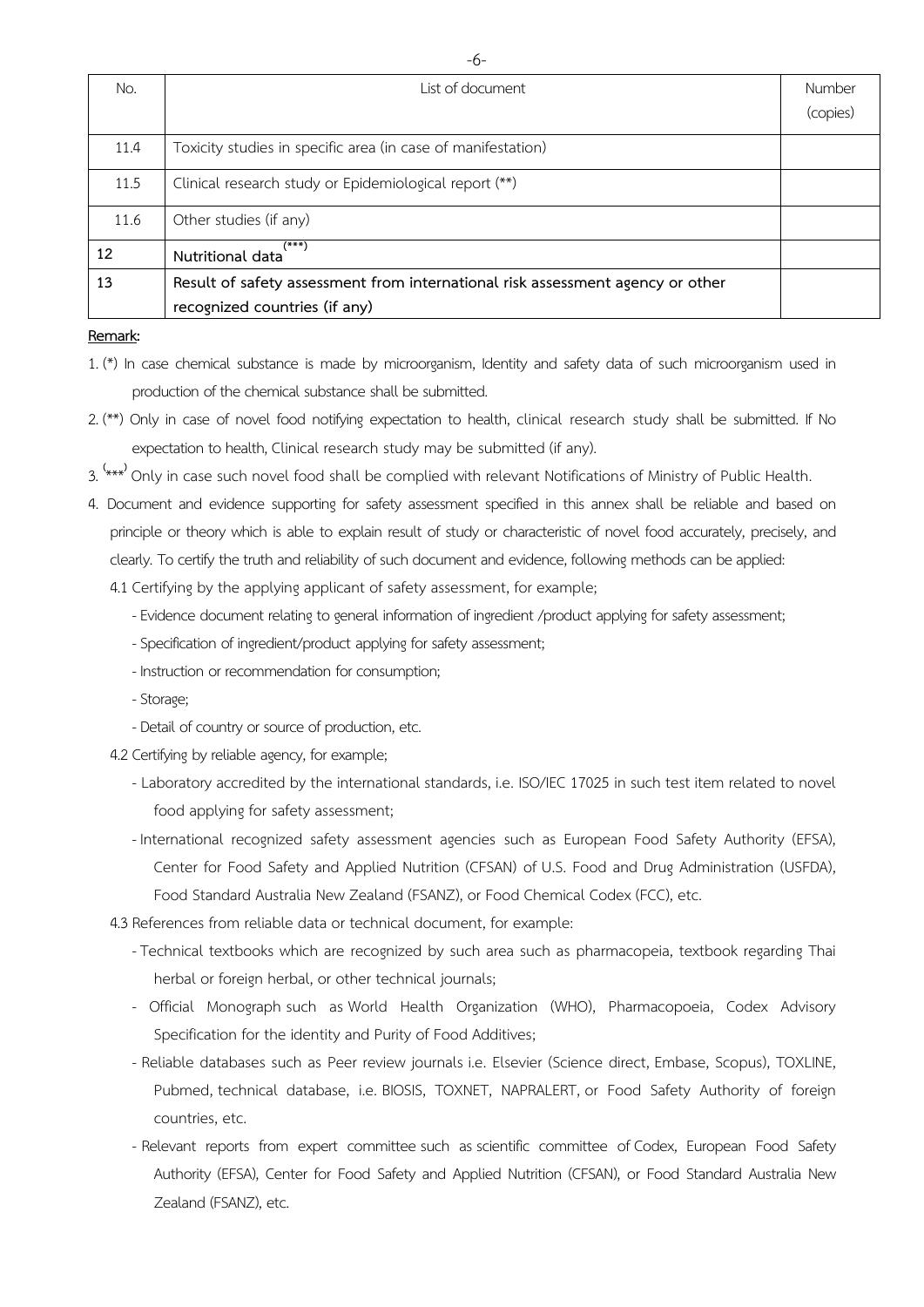| No. | List of document | Number (copies) |
|---|---|---|
| 11.4 | Toxicity studies in specific area (in case of manifestation) | |
| 11.5 | Clinical research study or Epidemiological report (**) | |
| 11.6 | Other studies (if any) | |
| **12** | **Nutritional data** (***) | |
| **13** | **Result of safety assessment from international risk assessment agency or other recognized countries (if any)** | |

**Remark:**

1. (*) In case chemical substance is made by microorganism, Identity and safety data of such microorganism used in production of the chemical substance shall be submitted.
2. (**) Only in case of novel food notifying expectation to health, clinical research study shall be submitted. If No expectation to health, Clinical research study may be submitted (if any).
3. (***) Only in case such novel food shall be complied with relevant Notifications of Ministry of Public Health.
4. Document and evidence supporting for safety assessment specified in this annex shall be reliable and based on principle or theory which is able to explain result of study or characteristic of novel food accurately, precisely, and clearly. To certify the truth and reliability of such document and evidence, following methods can be applied:
   - 4.1 Certifying by the applying applicant of safety assessment, for example;
     - Evidence document relating to general information of ingredient /product applying for safety assessment;
     - Specification of ingredient/product applying for safety assessment;
     - Instruction or recommendation for consumption;
     - Storage;
     - Detail of country or source of production, etc.
   - 4.2 Certifying by reliable agency, for example;
     - Laboratory accredited by the international standards, i.e. ISO/IEC 17025 in such test item related to novel food applying for safety assessment;
     - International recognized safety assessment agencies such as European Food Safety Authority (EFSA), Center for Food Safety and Applied Nutrition (CFSAN) of U.S. Food and Drug Administration (USFDA), Food Standard Australia New Zealand (FSANZ), or Food Chemical Codex (FCC), etc.
   - 4.3 References from reliable data or technical document, for example:
     - Technical textbooks which are recognized by such area such as pharmacopeia, textbook regarding Thai herbal or foreign herbal, or other technical journals;
     - Official Monograph such as World Health Organization (WHO), Pharmacopoeia, Codex Advisory Specification for the identity and Purity of Food Additives;
     - Reliable databases such as Peer review journals i.e. Elsevier (Science direct, Embase, Scopus), TOXLINE, Pubmed, technical database, i.e. BIOSIS, TOXNET, NAPRALERT, or Food Safety Authority of foreign countries, etc.
     - Relevant reports from expert committee such as scientific committee of Codex, European Food Safety Authority (EFSA), Center for Food Safety and Applied Nutrition (CFSAN), or Food Standard Australia New Zealand (FSANZ), etc.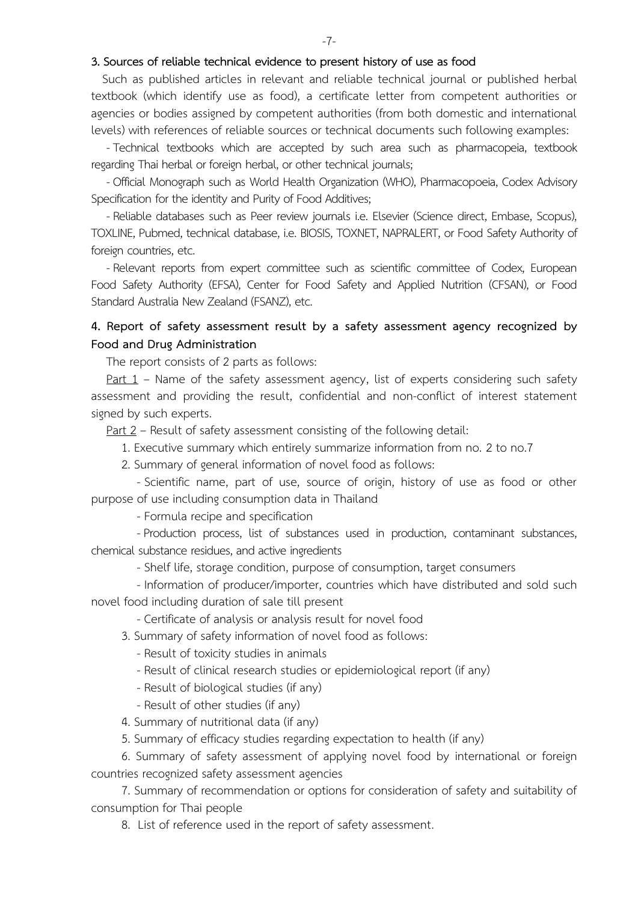**3. Sources of reliable technical evidence to present history of use as food**

Such as published articles in relevant and reliable technical journal or published herbal textbook (which identify use as food), a certificate letter from competent authorities or agencies or bodies assigned by competent authorities (from both domestic and international levels) with references of reliable sources or technical documents such following examples:

- Technical textbooks which are accepted by such area such as pharmacopeia, textbook regarding Thai herbal or foreign herbal, or other technical journals;
- Official Monograph such as World Health Organization (WHO), Pharmacopoeia, Codex Advisory Specification for the identity and Purity of Food Additives;
- Reliable databases such as Peer review journals i.e. Elsevier (Science direct, Embase, Scopus), TOXLINE, Pubmed, technical database, i.e. BIOSIS, TOXNET, NAPRALERT, or Food Safety Authority of foreign countries, etc.
- Relevant reports from expert committee such as scientific committee of Codex, European Food Safety Authority (EFSA), Center for Food Safety and Applied Nutrition (CFSAN), or Food Standard Australia New Zealand (FSANZ), etc.

**4. Report of safety assessment result by a safety assessment agency recognized by Food and Drug Administration**

The report consists of 2 parts as follows:

<u>Part 1</u> – Name of the safety assessment agency, list of experts considering such safety assessment and providing the result, confidential and non-conflict of interest statement signed by such experts.

<u>Part 2</u> – Result of safety assessment consisting of the following detail:

1. Executive summary which entirely summarize information from no. 2 to no.7
2. Summary of general information of novel food as follows:
   - Scientific name, part of use, source of origin, history of use as food or other purpose of use including consumption data in Thailand
   - Formula recipe and specification
   - Production process, list of substances used in production, contaminant substances, chemical substance residues, and active ingredients
   - Shelf life, storage condition, purpose of consumption, target consumers
   - Information of producer/importer, countries which have distributed and sold such novel food including duration of sale till present
   - Certificate of analysis or analysis result for novel food
3. Summary of safety information of novel food as follows:
   - Result of toxicity studies in animals
   - Result of clinical research studies or epidemiological report (if any)
   - Result of biological studies (if any)
   - Result of other studies (if any)
4. Summary of nutritional data (if any)
5. Summary of efficacy studies regarding expectation to health (if any)
6. Summary of safety assessment of applying novel food by international or foreign countries recognized safety assessment agencies
7. Summary of recommendation or options for consideration of safety and suitability of consumption for Thai people
8. List of reference used in the report of safety assessment.